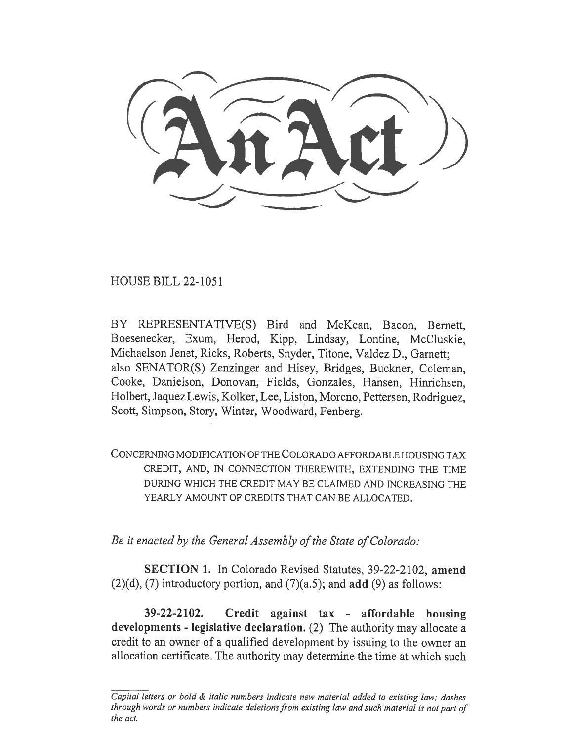# An Act

HOUSE BILL 22-1051

BY REPRESENTATIVE(S) Bird and McKean, Bacon, Bernett, Boesenecker, Exum, Herod, Kipp, Lindsay, Lontine, McCluskie, Michaelson Jenet, Ricks, Roberts, Snyder, Titone, Valdez D., Garnett; also SENATOR(S) Zenzinger and Hisey, Bridges, Buckner, Coleman, Cooke, Danielson, Donovan, Fields, Gonzales, Hansen, Hinrichsen, Holbert, Jaquez Lewis, Kolker, Lee, Liston, Moreno, Pettersen, Rodriguez, Scott, Simpson, Story, Winter, Woodward, Fenberg.

CONCERNING MODIFICATION OF THE COLORADO AFFORDABLE HOUSING TAX CREDIT, AND, IN CONNECTION THEREWITH, EXTENDING THE TIME DURING WHICH THE CREDIT MAY BE CLAIMED AND INCREASING THE YEARLY AMOUNT OF CREDITS THAT CAN BE ALLOCATED.

*Be it enacted by the General Assembly of the State of Colorado:*

**SECTION 1.** In Colorado Revised Statutes, 39-22-2102, **amend** (2)(d), (7) introductory portion, and (7)(a.5); and **add** (9) as follows:

**39-22-2102. Credit against tax - affordable housing developments - legislative declaration.** (2) The authority may allocate a credit to an owner of a qualified development by issuing to the owner an allocation certificate. The authority may determine the time at which such

*Capital letters or bold & italic numbers indicate new material added to existing law; dashes through words or numbers indicate deletions from existing law and such material is not part of the act.*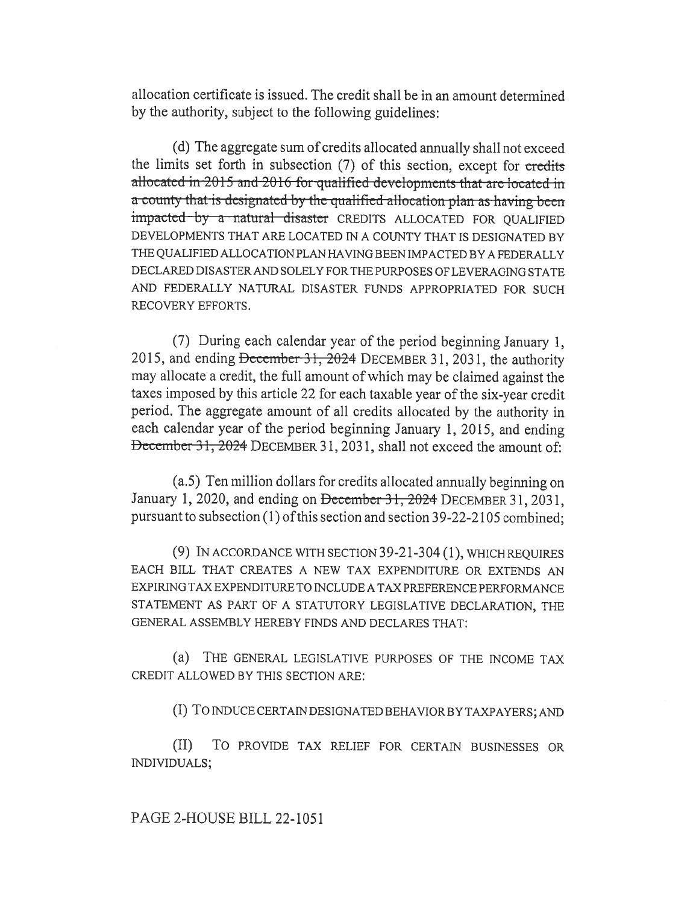allocation certificate is issued. The credit shall be in an amount determined by the authority, subject to the following guidelines:

(d) The aggregate sum of credits allocated annually shall not exceed the limits set forth in subsection (7) of this section, except for ~~credits allocated in 2015 and 2016 for qualified developments that are located in a county that is designated by the qualified allocation plan as having been impacted by a natural disaster~~ CREDITS ALLOCATED FOR QUALIFIED DEVELOPMENTS THAT ARE LOCATED IN A COUNTY THAT IS DESIGNATED BY THE QUALIFIED ALLOCATION PLAN HAVING BEEN IMPACTED BY A FEDERALLY DECLARED DISASTER AND SOLELY FOR THE PURPOSES OF LEVERAGING STATE AND FEDERALLY NATURAL DISASTER FUNDS APPROPRIATED FOR SUCH RECOVERY EFFORTS.

(7) During each calendar year of the period beginning January 1, 2015, and ending ~~December 31, 2024~~ DECEMBER 31, 2031, the authority may allocate a credit, the full amount of which may be claimed against the taxes imposed by this article 22 for each taxable year of the six-year credit period. The aggregate amount of all credits allocated by the authority in each calendar year of the period beginning January 1, 2015, and ending ~~December 31, 2024~~ DECEMBER 31, 2031, shall not exceed the amount of:

(a.5) Ten million dollars for credits allocated annually beginning on January 1, 2020, and ending on ~~December 31, 2024~~ DECEMBER 31, 2031, pursuant to subsection (1) of this section and section 39-22-2105 combined;

(9) IN ACCORDANCE WITH SECTION 39-21-304 (1), WHICH REQUIRES EACH BILL THAT CREATES A NEW TAX EXPENDITURE OR EXTENDS AN EXPIRING TAX EXPENDITURE TO INCLUDE A TAX PREFERENCE PERFORMANCE STATEMENT AS PART OF A STATUTORY LEGISLATIVE DECLARATION, THE GENERAL ASSEMBLY HEREBY FINDS AND DECLARES THAT:

(a) THE GENERAL LEGISLATIVE PURPOSES OF THE INCOME TAX CREDIT ALLOWED BY THIS SECTION ARE:

(I) TO INDUCE CERTAIN DESIGNATED BEHAVIOR BY TAXPAYERS; AND

(II) TO PROVIDE TAX RELIEF FOR CERTAIN BUSINESSES OR INDIVIDUALS;

PAGE 2-HOUSE BILL 22-1051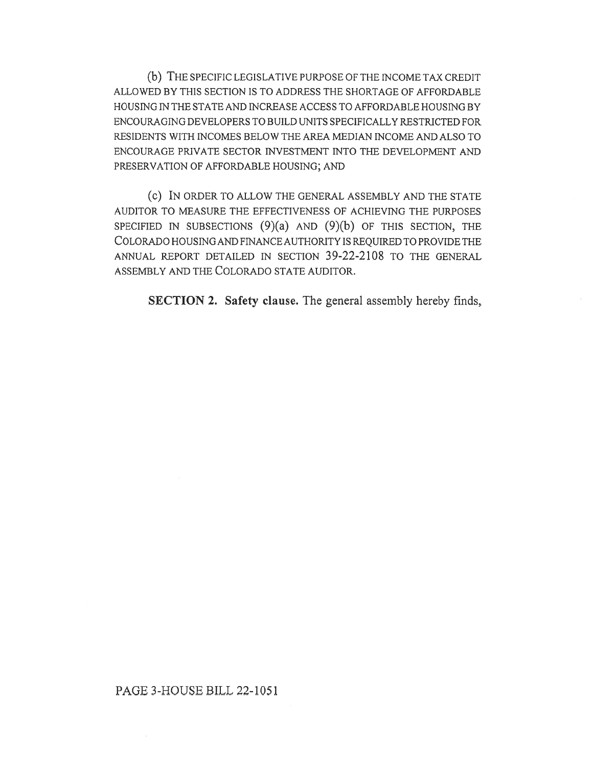(b) THE SPECIFIC LEGISLATIVE PURPOSE OF THE INCOME TAX CREDIT ALLOWED BY THIS SECTION IS TO ADDRESS THE SHORTAGE OF AFFORDABLE HOUSING IN THE STATE AND INCREASE ACCESS TO AFFORDABLE HOUSING BY ENCOURAGING DEVELOPERS TO BUILD UNITS SPECIFICALLY RESTRICTED FOR RESIDENTS WITH INCOMES BELOW THE AREA MEDIAN INCOME AND ALSO TO ENCOURAGE PRIVATE SECTOR INVESTMENT INTO THE DEVELOPMENT AND PRESERVATION OF AFFORDABLE HOUSING; AND

(c) IN ORDER TO ALLOW THE GENERAL ASSEMBLY AND THE STATE AUDITOR TO MEASURE THE EFFECTIVENESS OF ACHIEVING THE PURPOSES SPECIFIED IN SUBSECTIONS (9)(a) AND (9)(b) OF THIS SECTION, THE COLORADO HOUSING AND FINANCE AUTHORITY IS REQUIRED TO PROVIDE THE ANNUAL REPORT DETAILED IN SECTION 39-22-2108 TO THE GENERAL ASSEMBLY AND THE COLORADO STATE AUDITOR.

**SECTION 2. Safety clause.** The general assembly hereby finds,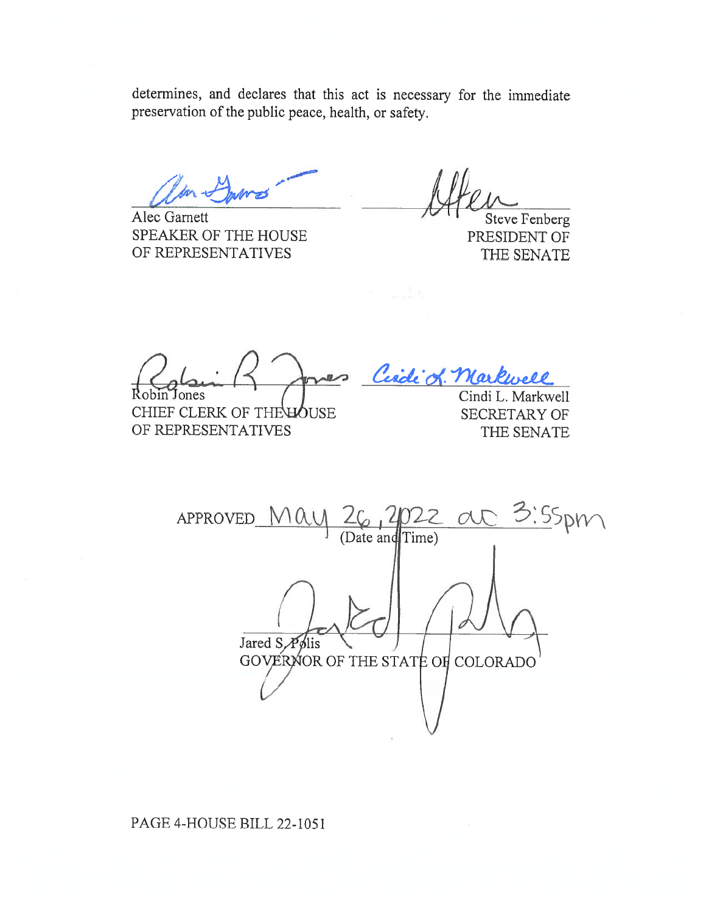determines, and declares that this act is necessary for the immediate preservation of the public peace, health, or safety.

Alec Garnett
SPEAKER OF THE HOUSE
OF REPRESENTATIVES

Steve Fenberg
PRESIDENT OF
THE SENATE

Robin Jones
CHIEF CLERK OF THE HOUSE
OF REPRESENTATIVES

Cindi L. Markwell
SECRETARY OF
THE SENATE

APPROVED May 26, 2022 at 3:55pm
(Date and Time)

Jared S. Polis
GOVERNOR OF THE STATE OF COLORADO

PAGE 4-HOUSE BILL 22-1051